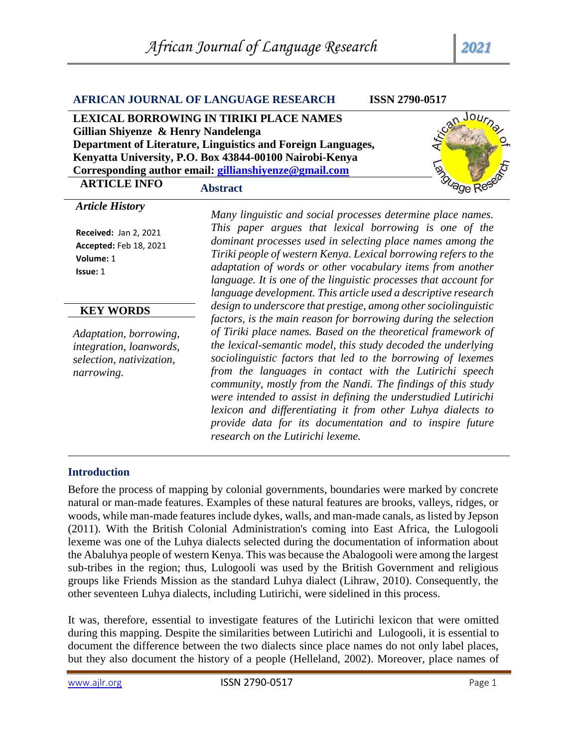**AFRICAN JOURNAL OF LANGUAGE RESEARCH** **ISSN 2790-0517**

# LEXICAL BORROWING IN TIRIKI PLACE NAMES

**Gillian Shiyenze & Henry Nandelenga**

**Department of Literature, Linguistics and Foreign Languages, Kenyatta University, P.O. Box 43844-00100 Nairobi-Kenya**

**Corresponding author email: gillianshiyenze@gmail.com**

## ARTICLE INFO

*Article History*

**Received:** Jan 2, 2021
**Accepted:** Feb 18, 2021
**Volume:** 1
**Issue:** 1

### KEY WORDS

*Adaptation, borrowing, integration, loanwords, selection, nativization, narrowing.*

## Abstract

*Many linguistic and social processes determine place names. This paper argues that lexical borrowing is one of the dominant processes used in selecting place names among the Tiriki people of western Kenya. Lexical borrowing refers to the adaptation of words or other vocabulary items from another language. It is one of the linguistic processes that account for language development. This article used a descriptive research design to underscore that prestige, among other sociolinguistic factors, is the main reason for borrowing during the selection of Tiriki place names. Based on the theoretical framework of the lexical-semantic model, this study decoded the underlying sociolinguistic factors that led to the borrowing of lexemes from the languages in contact with the Lutirichi speech community, mostly from the Nandi. The findings of this study were intended to assist in defining the understudied Lutirichi lexicon and differentiating it from other Luhya dialects to provide data for its documentation and to inspire future research on the Lutirichi lexeme.*

## Introduction

Before the process of mapping by colonial governments, boundaries were marked by concrete natural or man-made features. Examples of these natural features are brooks, valleys, ridges, or woods, while man-made features include dykes, walls, and man-made canals, as listed by Jepson (2011). With the British Colonial Administration's coming into East Africa, the Lulogooli lexeme was one of the Luhya dialects selected during the documentation of information about the Abaluhya people of western Kenya. This was because the Abalogooli were among the largest sub-tribes in the region; thus, Lulogooli was used by the British Government and religious groups like Friends Mission as the standard Luhya dialect (Lihraw, 2010). Consequently, the other seventeen Luhya dialects, including Lutirichi, were sidelined in this process.

It was, therefore, essential to investigate features of the Lutirichi lexicon that were omitted during this mapping. Despite the similarities between Lutirichi and Lulogooli, it is essential to document the difference between the two dialects since place names do not only label places, but they also document the history of a people (Helleland, 2002). Moreover, place names of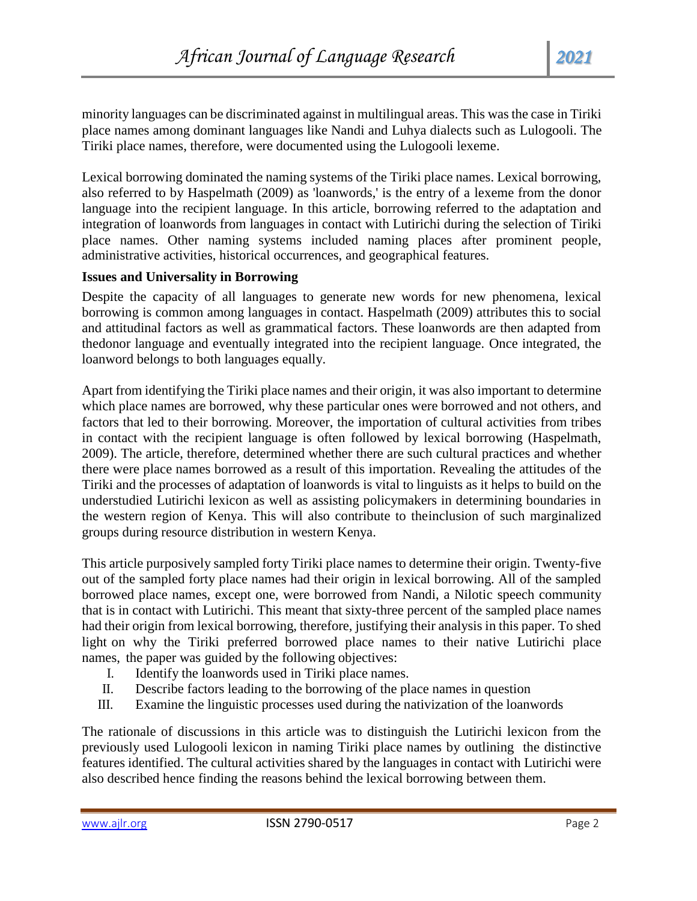minority languages can be discriminated against in multilingual areas. This was the case in Tiriki place names among dominant languages like Nandi and Luhya dialects such as Lulogooli. The Tiriki place names, therefore, were documented using the Lulogooli lexeme.

Lexical borrowing dominated the naming systems of the Tiriki place names. Lexical borrowing, also referred to by Haspelmath (2009) as 'loanwords,' is the entry of a lexeme from the donor language into the recipient language. In this article, borrowing referred to the adaptation and integration of loanwords from languages in contact with Lutirichi during the selection of Tiriki place names. Other naming systems included naming places after prominent people, administrative activities, historical occurrences, and geographical features.

**Issues and Universality in Borrowing**

Despite the capacity of all languages to generate new words for new phenomena, lexical borrowing is common among languages in contact. Haspelmath (2009) attributes this to social and attitudinal factors as well as grammatical factors. These loanwords are then adapted from thedonor language and eventually integrated into the recipient language. Once integrated, the loanword belongs to both languages equally.

Apart from identifying the Tiriki place names and their origin, it was also important to determine which place names are borrowed, why these particular ones were borrowed and not others, and factors that led to their borrowing. Moreover, the importation of cultural activities from tribes in contact with the recipient language is often followed by lexical borrowing (Haspelmath, 2009). The article, therefore, determined whether there are such cultural practices and whether there were place names borrowed as a result of this importation. Revealing the attitudes of the Tiriki and the processes of adaptation of loanwords is vital to linguists as it helps to build on the understudied Lutirichi lexicon as well as assisting policymakers in determining boundaries in the western region of Kenya. This will also contribute to theinclusion of such marginalized groups during resource distribution in western Kenya.

This article purposively sampled forty Tiriki place names to determine their origin. Twenty-five out of the sampled forty place names had their origin in lexical borrowing. All of the sampled borrowed place names, except one, were borrowed from Nandi, a Nilotic speech community that is in contact with Lutirichi. This meant that sixty-three percent of the sampled place names had their origin from lexical borrowing, therefore, justifying their analysis in this paper. To shed light on why the Tiriki preferred borrowed place names to their native Lutirichi place names, the paper was guided by the following objectives:

I. Identify the loanwords used in Tiriki place names.
II. Describe factors leading to the borrowing of the place names in question
III. Examine the linguistic processes used during the nativization of the loanwords

The rationale of discussions in this article was to distinguish the Lutirichi lexicon from the previously used Lulogooli lexicon in naming Tiriki place names by outlining the distinctive features identified. The cultural activities shared by the languages in contact with Lutirichi were also described hence finding the reasons behind the lexical borrowing between them.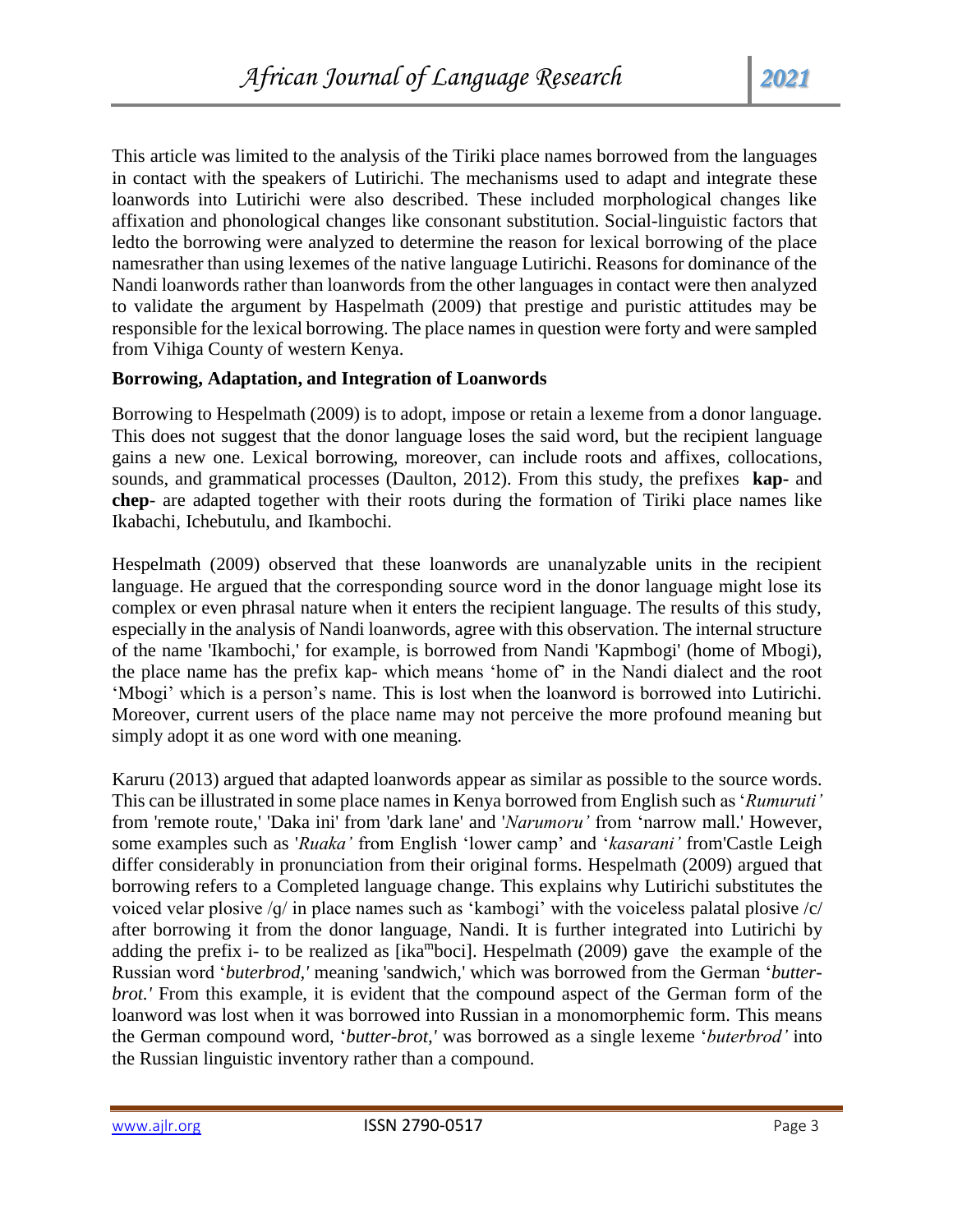This article was limited to the analysis of the Tiriki place names borrowed from the languages in contact with the speakers of Lutirichi. The mechanisms used to adapt and integrate these loanwords into Lutirichi were also described. These included morphological changes like affixation and phonological changes like consonant substitution. Social-linguistic factors that ledto the borrowing were analyzed to determine the reason for lexical borrowing of the place namesrather than using lexemes of the native language Lutirichi. Reasons for dominance of the Nandi loanwords rather than loanwords from the other languages in contact were then analyzed to validate the argument by Haspelmath (2009) that prestige and puristic attitudes may be responsible for the lexical borrowing. The place names in question were forty and were sampled from Vihiga County of western Kenya.

**Borrowing, Adaptation, and Integration of Loanwords**

Borrowing to Hespelmath (2009) is to adopt, impose or retain a lexeme from a donor language. This does not suggest that the donor language loses the said word, but the recipient language gains a new one. Lexical borrowing, moreover, can include roots and affixes, collocations, sounds, and grammatical processes (Daulton, 2012). From this study, the prefixes **kap-** and **chep**- are adapted together with their roots during the formation of Tiriki place names like Ikabachi, Ichebutulu, and Ikambochi.

Hespelmath (2009) observed that these loanwords are unanalyzable units in the recipient language. He argued that the corresponding source word in the donor language might lose its complex or even phrasal nature when it enters the recipient language. The results of this study, especially in the analysis of Nandi loanwords, agree with this observation. The internal structure of the name 'Ikambochi,' for example, is borrowed from Nandi 'Kapmbogi' (home of Mbogi), the place name has the prefix kap- which means 'home of' in the Nandi dialect and the root 'Mbogi' which is a person's name. This is lost when the loanword is borrowed into Lutirichi. Moreover, current users of the place name may not perceive the more profound meaning but simply adopt it as one word with one meaning.

Karuru (2013) argued that adapted loanwords appear as similar as possible to the source words. This can be illustrated in some place names in Kenya borrowed from English such as '*Rumuruti'* from 'remote route,' 'Daka ini' from 'dark lane' and '*Narumoru'* from 'narrow mall.' However, some examples such as '*Ruaka'* from English 'lower camp' and '*kasarani'* from'Castle Leigh differ considerably in pronunciation from their original forms. Hespelmath (2009) argued that borrowing refers to a Completed language change. This explains why Lutirichi substitutes the voiced velar plosive /g/ in place names such as 'kambogi' with the voiceless palatal plosive /c/ after borrowing it from the donor language, Nandi. It is further integrated into Lutirichi by adding the prefix i- to be realized as [ika$^{m}$boci]. Hespelmath (2009) gave the example of the Russian word '*buterbrod,'* meaning 'sandwich,' which was borrowed from the German '*butter-brot.'* From this example, it is evident that the compound aspect of the German form of the loanword was lost when it was borrowed into Russian in a monomorphemic form. This means the German compound word, '*butter-brot,'* was borrowed as a single lexeme '*buterbrod'* into the Russian linguistic inventory rather than a compound.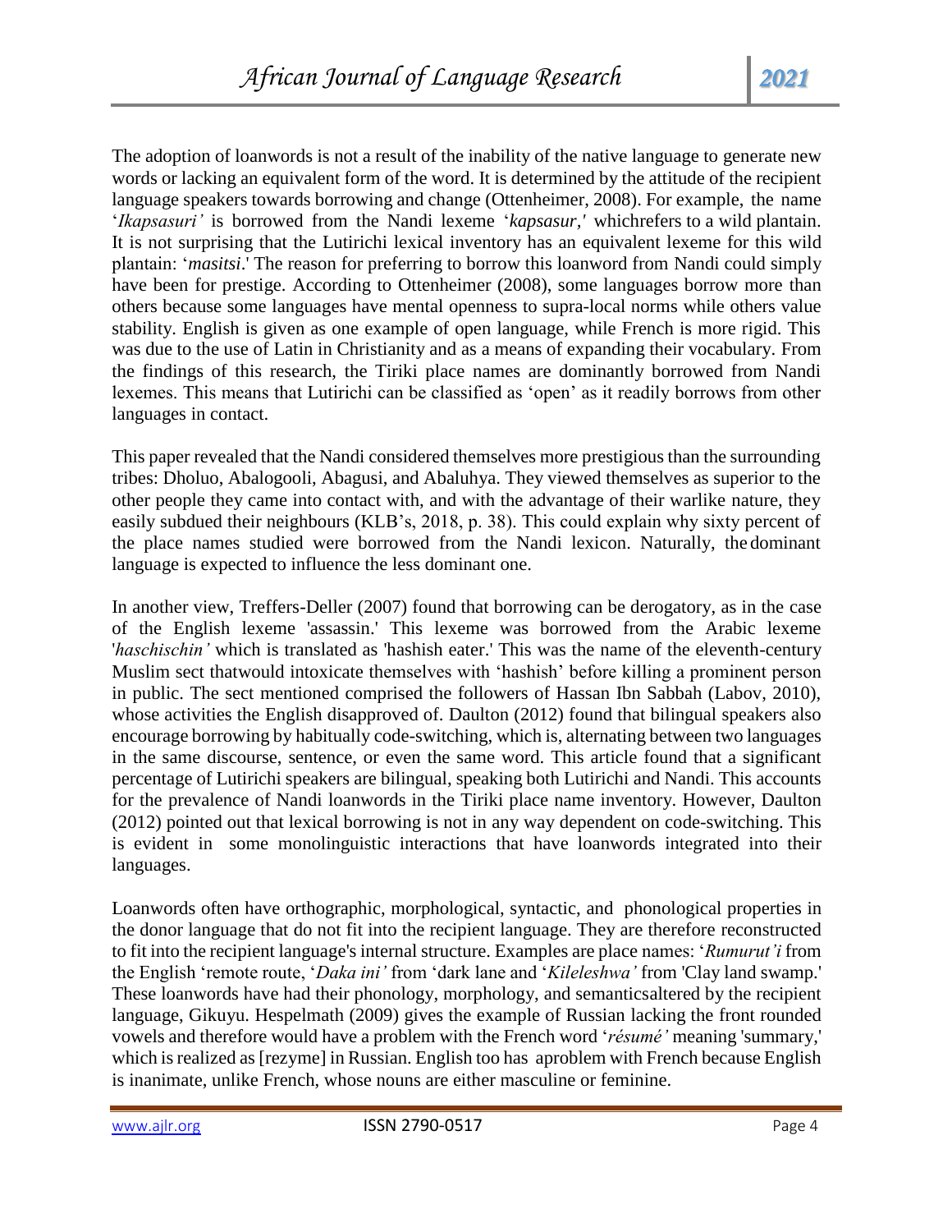The adoption of loanwords is not a result of the inability of the native language to generate new words or lacking an equivalent form of the word. It is determined by the attitude of the recipient language speakers towards borrowing and change (Ottenheimer, 2008). For example, the name '*Ikapsasuri'* is borrowed from the Nandi lexeme '*kapsasur,'* whichrefers to a wild plantain. It is not surprising that the Lutirichi lexical inventory has an equivalent lexeme for this wild plantain: '*masitsi*.' The reason for preferring to borrow this loanword from Nandi could simply have been for prestige. According to Ottenheimer (2008), some languages borrow more than others because some languages have mental openness to supra-local norms while others value stability. English is given as one example of open language, while French is more rigid. This was due to the use of Latin in Christianity and as a means of expanding their vocabulary. From the findings of this research, the Tiriki place names are dominantly borrowed from Nandi lexemes. This means that Lutirichi can be classified as 'open' as it readily borrows from other languages in contact.

This paper revealed that the Nandi considered themselves more prestigious than the surrounding tribes: Dholuo, Abalogooli, Abagusi, and Abaluhya. They viewed themselves as superior to the other people they came into contact with, and with the advantage of their warlike nature, they easily subdued their neighbours (KLB's, 2018, p. 38). This could explain why sixty percent of the place names studied were borrowed from the Nandi lexicon. Naturally, the dominant language is expected to influence the less dominant one.

In another view, Treffers-Deller (2007) found that borrowing can be derogatory, as in the case of the English lexeme 'assassin.' This lexeme was borrowed from the Arabic lexeme '*haschischin'* which is translated as 'hashish eater.' This was the name of the eleventh-century Muslim sect thatwould intoxicate themselves with 'hashish' before killing a prominent person in public. The sect mentioned comprised the followers of Hassan Ibn Sabbah (Labov, 2010), whose activities the English disapproved of. Daulton (2012) found that bilingual speakers also encourage borrowing by habitually code-switching, which is, alternating between two languages in the same discourse, sentence, or even the same word. This article found that a significant percentage of Lutirichi speakers are bilingual, speaking both Lutirichi and Nandi. This accounts for the prevalence of Nandi loanwords in the Tiriki place name inventory. However, Daulton (2012) pointed out that lexical borrowing is not in any way dependent on code-switching. This is evident in some monolinguistic interactions that have loanwords integrated into their languages.

Loanwords often have orthographic, morphological, syntactic, and phonological properties in the donor language that do not fit into the recipient language. They are therefore reconstructed to fit into the recipient language's internal structure. Examples are place names: '*Rumurut'i* from the English 'remote route, '*Daka ini'* from 'dark lane and '*Kileleshwa'* from 'Clay land swamp.' These loanwords have had their phonology, morphology, and semanticsaltered by the recipient language, Gikuyu. Hespelmath (2009) gives the example of Russian lacking the front rounded vowels and therefore would have a problem with the French word '*résumé'* meaning 'summary,' which is realized as [rezyme] in Russian. English too has aproblem with French because English is inanimate, unlike French, whose nouns are either masculine or feminine.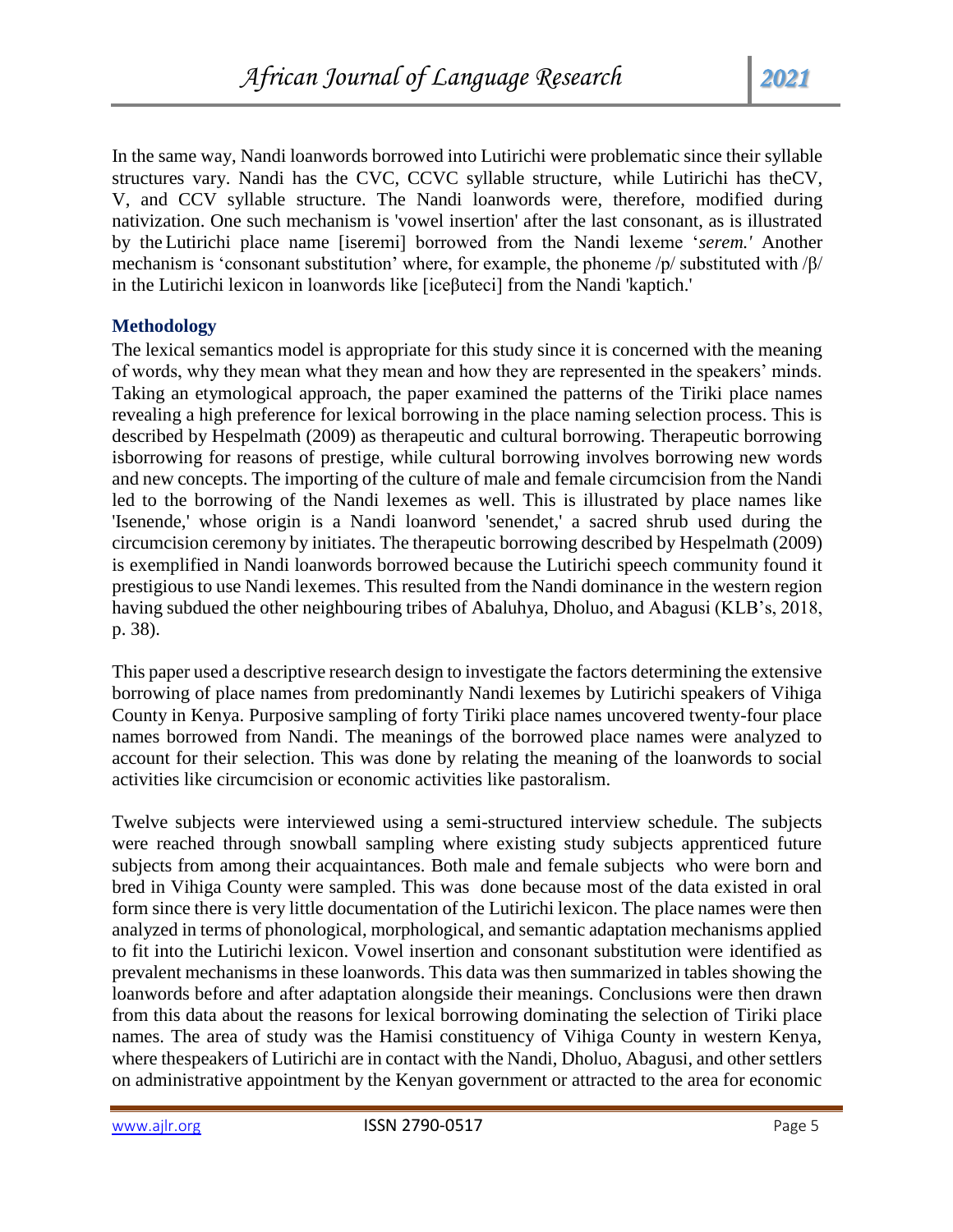In the same way, Nandi loanwords borrowed into Lutirichi were problematic since their syllable structures vary. Nandi has the CVC, CCVC syllable structure, while Lutirichi has theCV, V, and CCV syllable structure. The Nandi loanwords were, therefore, modified during nativization. One such mechanism is 'vowel insertion' after the last consonant, as is illustrated by the Lutirichi place name [iseremi] borrowed from the Nandi lexeme '*serem.'* Another mechanism is 'consonant substitution' where, for example, the phoneme /p/ substituted with /β/ in the Lutirichi lexicon in loanwords like [iceβuteci] from the Nandi 'kaptich.'

## Methodology

The lexical semantics model is appropriate for this study since it is concerned with the meaning of words, why they mean what they mean and how they are represented in the speakers' minds. Taking an etymological approach, the paper examined the patterns of the Tiriki place names revealing a high preference for lexical borrowing in the place naming selection process. This is described by Hespelmath (2009) as therapeutic and cultural borrowing. Therapeutic borrowing isborrowing for reasons of prestige, while cultural borrowing involves borrowing new words and new concepts. The importing of the culture of male and female circumcision from the Nandi led to the borrowing of the Nandi lexemes as well. This is illustrated by place names like 'Isenende,' whose origin is a Nandi loanword 'senendet,' a sacred shrub used during the circumcision ceremony by initiates. The therapeutic borrowing described by Hespelmath (2009) is exemplified in Nandi loanwords borrowed because the Lutirichi speech community found it prestigious to use Nandi lexemes. This resulted from the Nandi dominance in the western region having subdued the other neighbouring tribes of Abaluhya, Dholuo, and Abagusi (KLB's, 2018, p. 38).

This paper used a descriptive research design to investigate the factors determining the extensive borrowing of place names from predominantly Nandi lexemes by Lutirichi speakers of Vihiga County in Kenya. Purposive sampling of forty Tiriki place names uncovered twenty-four place names borrowed from Nandi. The meanings of the borrowed place names were analyzed to account for their selection. This was done by relating the meaning of the loanwords to social activities like circumcision or economic activities like pastoralism.

Twelve subjects were interviewed using a semi-structured interview schedule. The subjects were reached through snowball sampling where existing study subjects apprenticed future subjects from among their acquaintances. Both male and female subjects who were born and bred in Vihiga County were sampled. This was done because most of the data existed in oral form since there is very little documentation of the Lutirichi lexicon. The place names were then analyzed in terms of phonological, morphological, and semantic adaptation mechanisms applied to fit into the Lutirichi lexicon. Vowel insertion and consonant substitution were identified as prevalent mechanisms in these loanwords. This data was then summarized in tables showing the loanwords before and after adaptation alongside their meanings. Conclusions were then drawn from this data about the reasons for lexical borrowing dominating the selection of Tiriki place names. The area of study was the Hamisi constituency of Vihiga County in western Kenya, where thespeakers of Lutirichi are in contact with the Nandi, Dholuo, Abagusi, and other settlers on administrative appointment by the Kenyan government or attracted to the area for economic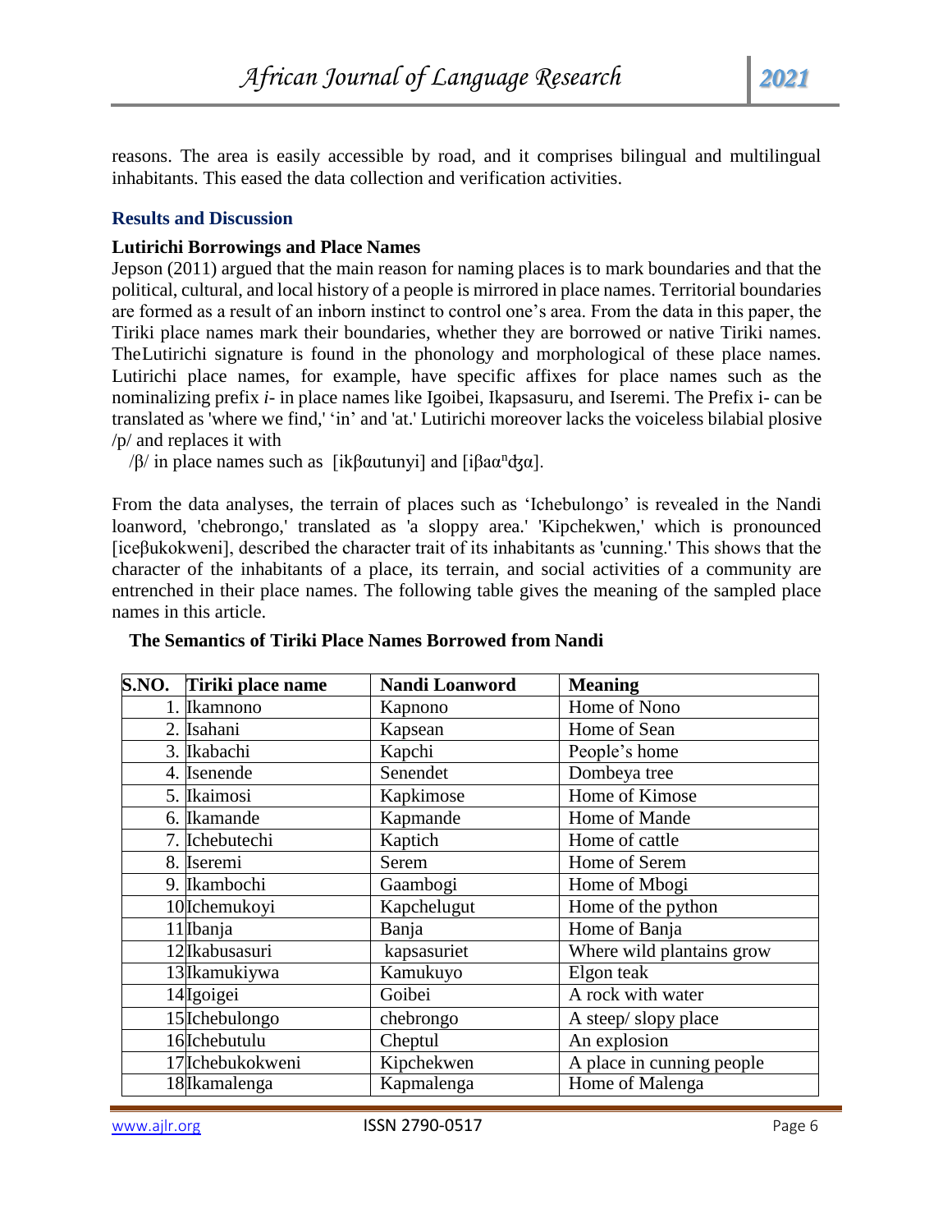reasons. The area is easily accessible by road, and it comprises bilingual and multilingual inhabitants. This eased the data collection and verification activities.

## Results and Discussion

### Lutirichi Borrowings and Place Names

Jepson (2011) argued that the main reason for naming places is to mark boundaries and that the political, cultural, and local history of a people is mirrored in place names. Territorial boundaries are formed as a result of an inborn instinct to control one's area. From the data in this paper, the Tiriki place names mark their boundaries, whether they are borrowed or native Tiriki names. TheLutirichi signature is found in the phonology and morphological of these place names. Lutirichi place names, for example, have specific affixes for place names such as the nominalizing prefix *i-* in place names like Igoibei, Ikapsasuru, and Iseremi. The Prefix i- can be translated as 'where we find,' 'in' and 'at.' Lutirichi moreover lacks the voiceless bilabial plosive /p/ and replaces it with

/β/ in place names such as [ikβαutunyi] and [iβaα$^{n}$ʤα].

From the data analyses, the terrain of places such as 'Ichebulongo' is revealed in the Nandi loanword, 'chebrongo,' translated as 'a sloppy area.' 'Kipchekwen,' which is pronounced [iceβukokweni], described the character trait of its inhabitants as 'cunning.' This shows that the character of the inhabitants of a place, its terrain, and social activities of a community are entrenched in their place names. The following table gives the meaning of the sampled place names in this article.

**The Semantics of Tiriki Place Names Borrowed from Nandi**

| S.NO. | Tiriki place name | Nandi Loanword | Meaning |
|---|---|---|---|
| 1. | Ikamnono | Kapnono | Home of Nono |
| 2. | Isahani | Kapsean | Home of Sean |
| 3. | Ikabachi | Kapchi | People's home |
| 4. | Isenende | Senendet | Dombeya tree |
| 5. | Ikaimosi | Kapkimose | Home of Kimose |
| 6. | Ikamande | Kapmande | Home of Mande |
| 7. | Ichebutechi | Kaptich | Home of cattle |
| 8. | Iseremi | Serem | Home of Serem |
| 9. | Ikambochi | Gaambogi | Home of Mbogi |
| 10 | Ichemukoyi | Kapchelugut | Home of the python |
| 11 | Ibanja | Banja | Home of Banja |
| 12 | Ikabusasuri | kapsasuriet | Where wild plantains grow |
| 13 | Ikamukiywa | Kamukuyo | Elgon teak |
| 14 | Igoigei | Goibei | A rock with water |
| 15 | Ichebulongo | chebrongo | A steep/ slopy place |
| 16 | Ichebutulu | Cheptul | An explosion |
| 17 | Ichebukokweni | Kipchekwen | A place in cunning people |
| 18 | Ikamalenga | Kapmalenga | Home of Malenga |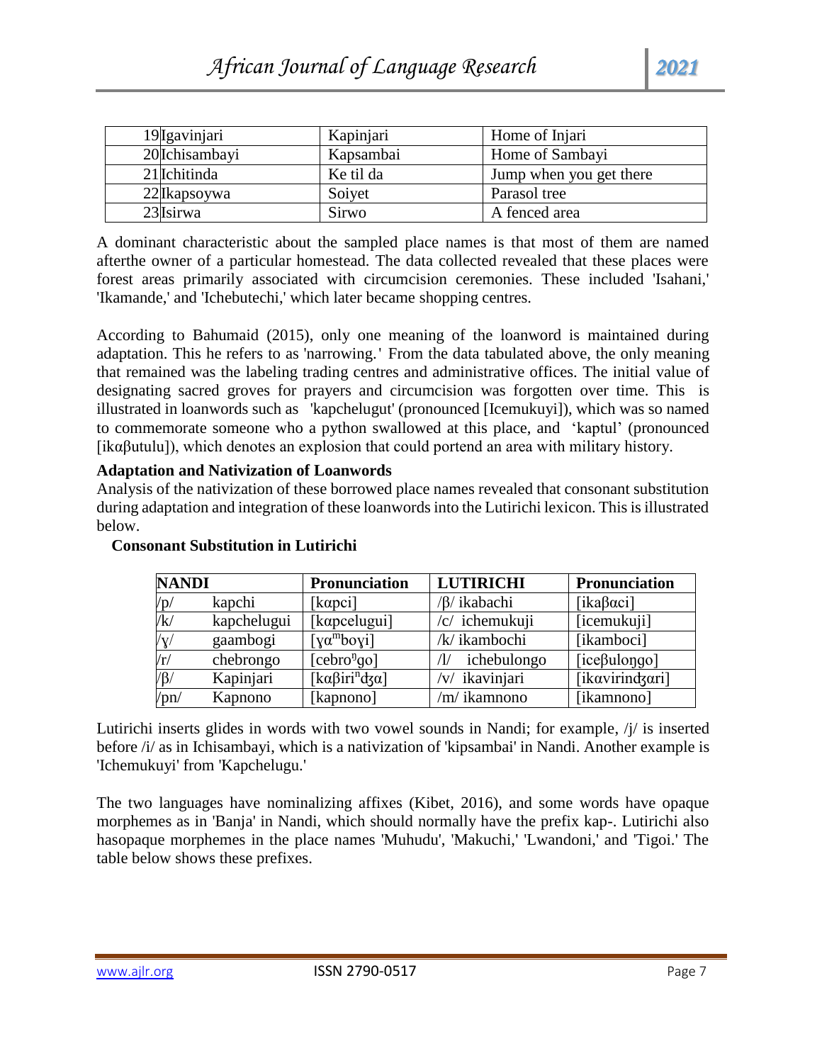| 19 | Igavinjari | Kapinjari | Home of Injari |
|---|---|---|---|
| 20 | Ichisambayi | Kapsambai | Home of Sambayi |
| 21 | Ichitinda | Ke til da | Jump when you get there |
| 22 | Ikapsoywa | Soiyet | Parasol tree |
| 23 | Isirwa | Sirwo | A fenced area |

A dominant characteristic about the sampled place names is that most of them are named afterthe owner of a particular homestead. The data collected revealed that these places were forest areas primarily associated with circumcision ceremonies. These included 'Isahani,' 'Ikamande,' and 'Ichebutechi,' which later became shopping centres.

According to Bahumaid (2015), only one meaning of the loanword is maintained during adaptation. This he refers to as 'narrowing.' From the data tabulated above, the only meaning that remained was the labeling trading centres and administrative offices. The initial value of designating sacred groves for prayers and circumcision was forgotten over time. This is illustrated in loanwords such as 'kapchelugut' (pronounced [Icemukuyi]), which was so named to commemorate someone who a python swallowed at this place, and 'kaptul' (pronounced [ikαβutulu]), which denotes an explosion that could portend an area with military history.

**Adaptation and Nativization of Loanwords**

Analysis of the nativization of these borrowed place names revealed that consonant substitution during adaptation and integration of these loanwords into the Lutirichi lexicon. This is illustrated below.

**Consonant Substitution in Lutirichi**

| NANDI | | Pronunciation | LUTIRICHI | Pronunciation |
|---|---|---|---|---|
| /p/ | kapchi | [kαpci] | /β/ ikabachi | [ikaβαci] |
| /k/ | kapchelugui | [kαpcelugui] | /c/ ichemukuji | [icemukuji] |
| /ɣ/ | gaambogi | [ɣα^m boɣi] | /k/ ikambochi | [ikamboci] |
| /r/ | chebrongo | [cebro^ŋ go] | /l/ ichebulongo | [iceβuloŋgo] |
| /β/ | Kapinjari | [kαβiri^n dʒα] | /v/ ikavinjari | [ikαvirindʒαri] |
| /pn/ | Kapnono | [kapnono] | /m/ ikamnono | [ikamnono] |

Lutirichi inserts glides in words with two vowel sounds in Nandi; for example, /j/ is inserted before /i/ as in Ichisambayi, which is a nativization of 'kipsambai' in Nandi. Another example is 'Ichemukuyi' from 'Kapchelugu.'

The two languages have nominalizing affixes (Kibet, 2016), and some words have opaque morphemes as in 'Banja' in Nandi, which should normally have the prefix kap-. Lutirichi also hasopaque morphemes in the place names 'Muhudu', 'Makuchi,' 'Lwandoni,' and 'Tigoi.' The table below shows these prefixes.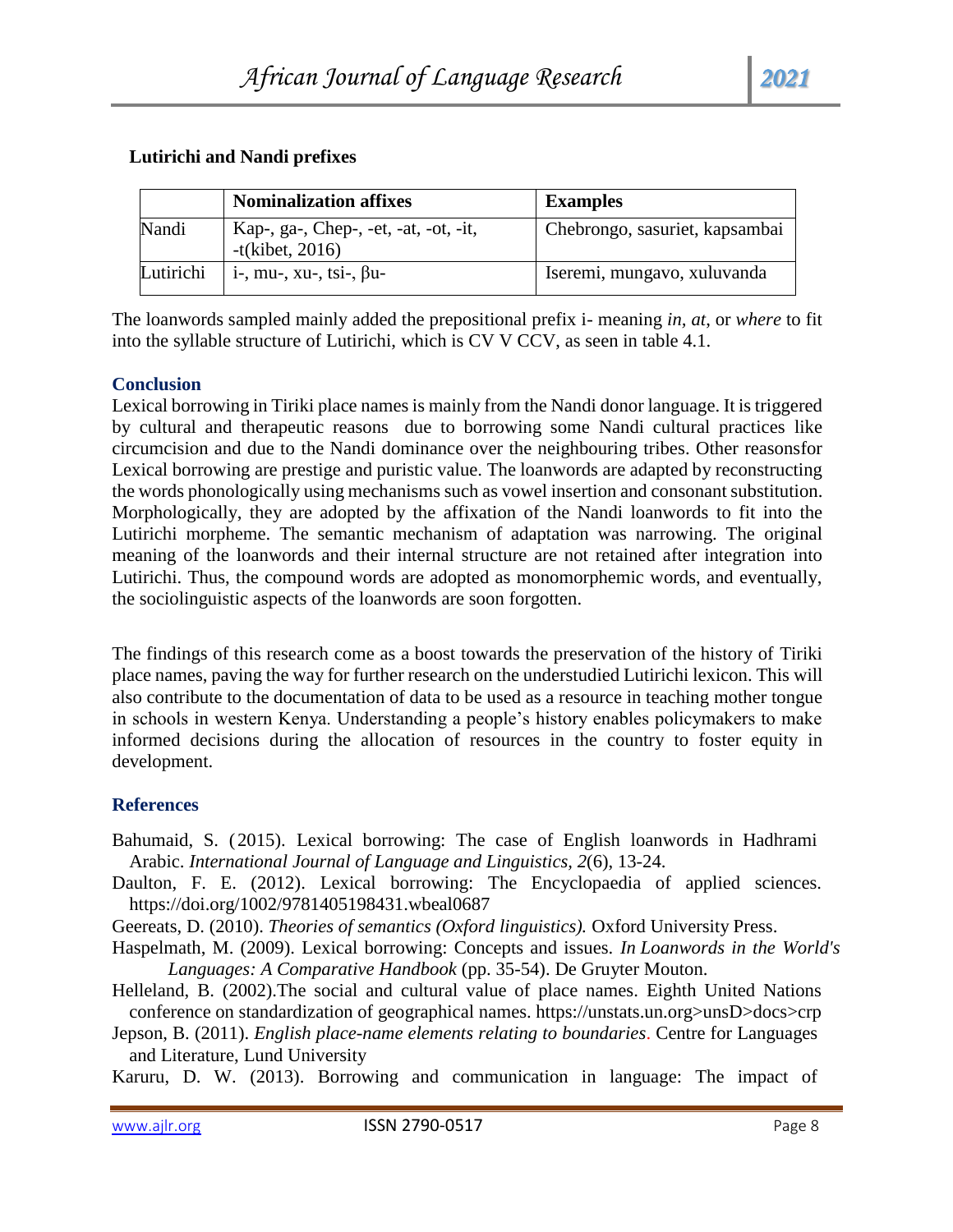**Lutirichi and Nandi prefixes**

| | Nominalization affixes | Examples |
|---|---|---|
| Nandi | Kap-, ga-, Chep-, -et, -at, -ot, -it, -t(kibet, 2016) | Chebrongo, sasuriet, kapsambai |
| Lutirichi | i-, mu-, xu-, tsi-, βu- | Iseremi, mungavo, xuluvanda |

The loanwords sampled mainly added the prepositional prefix i- meaning *in, at*, or *where* to fit into the syllable structure of Lutirichi, which is CV V CCV, as seen in table 4.1.

## Conclusion

Lexical borrowing in Tiriki place names is mainly from the Nandi donor language. It is triggered by cultural and therapeutic reasons due to borrowing some Nandi cultural practices like circumcision and due to the Nandi dominance over the neighbouring tribes. Other reasonsfor Lexical borrowing are prestige and puristic value. The loanwords are adapted by reconstructing the words phonologically using mechanisms such as vowel insertion and consonant substitution. Morphologically, they are adopted by the affixation of the Nandi loanwords to fit into the Lutirichi morpheme. The semantic mechanism of adaptation was narrowing. The original meaning of the loanwords and their internal structure are not retained after integration into Lutirichi. Thus, the compound words are adopted as monomorphemic words, and eventually, the sociolinguistic aspects of the loanwords are soon forgotten.

The findings of this research come as a boost towards the preservation of the history of Tiriki place names, paving the way for further research on the understudied Lutirichi lexicon. This will also contribute to the documentation of data to be used as a resource in teaching mother tongue in schools in western Kenya. Understanding a people's history enables policymakers to make informed decisions during the allocation of resources in the country to foster equity in development.

## References

Bahumaid, S. (2015). Lexical borrowing: The case of English loanwords in Hadhrami Arabic. *International Journal of Language and Linguistics, 2*(6), 13-24.

Daulton, F. E. (2012). Lexical borrowing: The Encyclopaedia of applied sciences. https://doi.org/1002/9781405198431.wbeal0687

Geereats, D. (2010). *Theories of semantics (Oxford linguistics).* Oxford University Press.

Haspelmath, M. (2009). Lexical borrowing: Concepts and issues. *In Loanwords in the World's Languages: A Comparative Handbook* (pp. 35-54). De Gruyter Mouton.

Helleland, B. (2002).The social and cultural value of place names. Eighth United Nations conference on standardization of geographical names. https://unstats.un.org>unsD>docs>crp

Jepson, B. (2011). *English place-name elements relating to boundaries*. Centre for Languages and Literature, Lund University

Karuru, D. W. (2013). Borrowing and communication in language: The impact of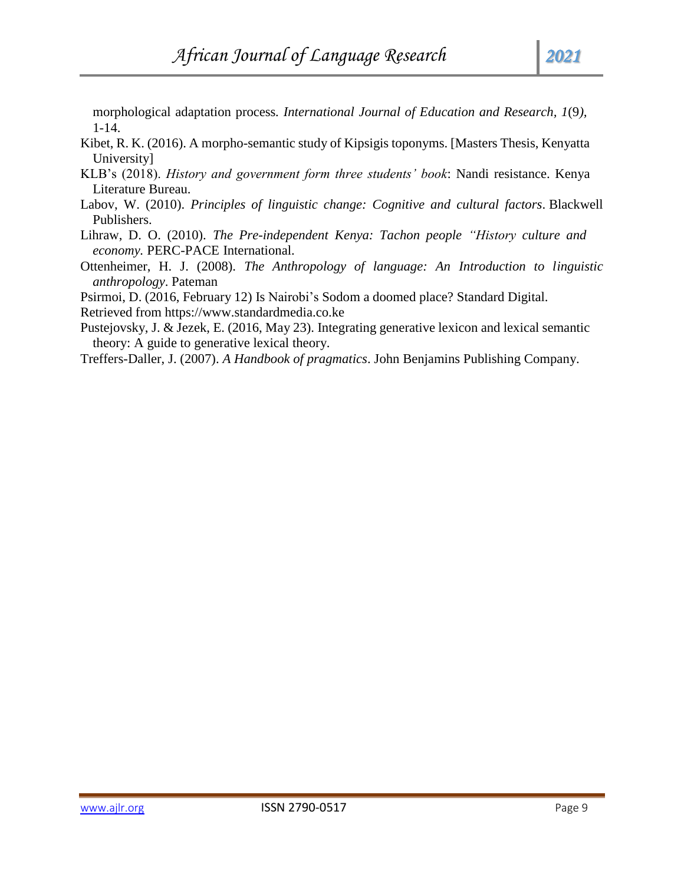morphological adaptation process. *International Journal of Education and Research, 1*(9*),* 1-14.

Kibet, R. K. (2016). A morpho-semantic study of Kipsigis toponyms. [Masters Thesis, Kenyatta University]

KLB's (2018). *History and government form three students' book*: Nandi resistance. Kenya Literature Bureau.

Labov, W. (2010). *Principles of linguistic change: Cognitive and cultural factors*. Blackwell Publishers.

Lihraw, D. O. (2010). *The Pre-independent Kenya: Tachon people "History culture and economy.* PERC-PACE International.

Ottenheimer, H. J. (2008). *The Anthropology of language: An Introduction to linguistic anthropology*. Pateman

Psirmoi, D. (2016, February 12) Is Nairobi's Sodom a doomed place? Standard Digital.

Retrieved from https://www.standardmedia.co.ke

Pustejovsky, J. & Jezek, E. (2016, May 23). Integrating generative lexicon and lexical semantic theory: A guide to generative lexical theory.

Treffers-Daller, J. (2007). *A Handbook of pragmatics*. John Benjamins Publishing Company.